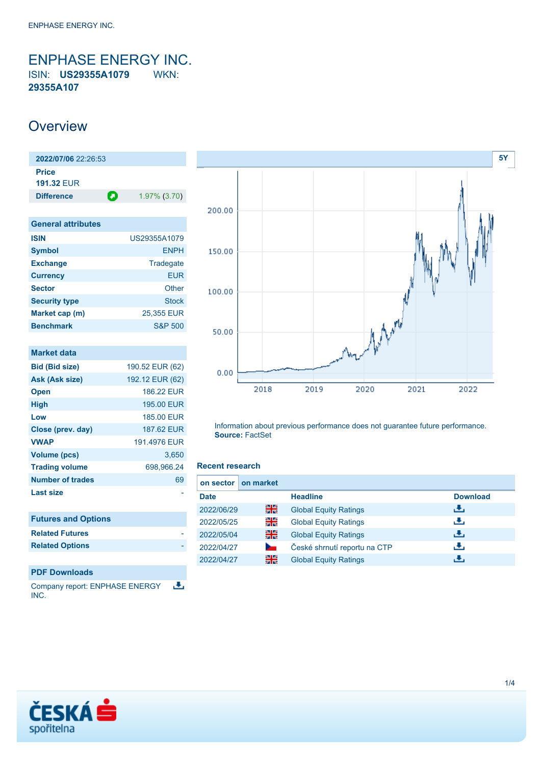# ENPHASE ENERGY INC.

ISIN: **US29355A1079** WKN: **29355A107**

## Overview

| 2022/07/06 22:26:53 | |
|---|---|
| **Price** 191.32 EUR | |
| **Difference** | 1.97% (3.70) |

| General attributes | |
|---|---|
| **ISIN** | US29355A1079 |
| **Symbol** | ENPH |
| **Exchange** | Tradegate |
| **Currency** | EUR |
| **Sector** | Other |
| **Security type** | Stock |
| **Market cap (m)** | 25,355 EUR |
| **Benchmark** | S&P 500 |

| Market data | |
|---|---|
| **Bid (Bid size)** | 190.52 EUR (62) |
| **Ask (Ask size)** | 192.12 EUR (62) |
| **Open** | 186.22 EUR |
| **High** | 195.00 EUR |
| **Low** | 185.00 EUR |
| **Close (prev. day)** | 187.62 EUR |
| **VWAP** | 191.4976 EUR |
| **Volume (pcs)** | 3,650 |
| **Trading volume** | 698,966.24 |
| **Number of trades** | 69 |
| **Last size** | - |

| Futures and Options | |
|---|---|
| **Related Futures** | - |
| **Related Options** | - |

**PDF Downloads**

Company report: ENPHASE ENERGY INC.

Information about previous performance does not guarantee future performance.
**Source:** FactSet

### Recent research

on sector | on market

| Date | | Headline | Download |
|---|---|---|---|
| 2022/06/29 | | Global Equity Ratings | |
| 2022/05/25 | | Global Equity Ratings | |
| 2022/05/04 | | Global Equity Ratings | |
| 2022/04/27 | | České shrnutí reportu na CTP | |
| 2022/04/27 | | Global Equity Ratings | |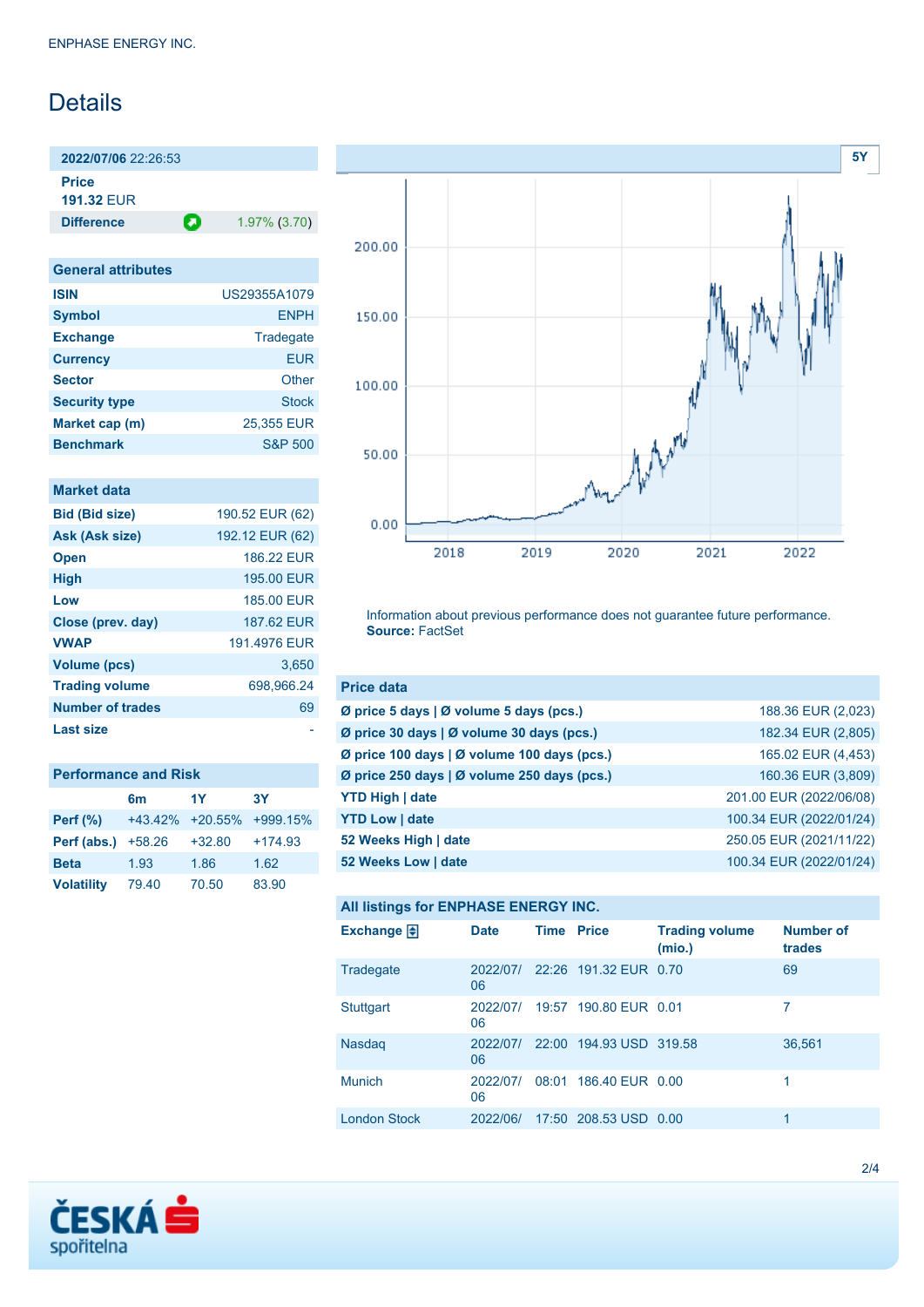# Details

| 2022/07/06 22:26:53 | |
|---|---|
| **Price** | |
| **191.32 EUR** | |
| **Difference** | 1.97% (3.70) |

| General attributes | |
|---|---|
| **ISIN** | US29355A1079 |
| **Symbol** | ENPH |
| **Exchange** | Tradegate |
| **Currency** | EUR |
| **Sector** | Other |
| **Security type** | Stock |
| **Market cap (m)** | 25,355 EUR |
| **Benchmark** | S&P 500 |

| Market data | |
|---|---|
| **Bid (Bid size)** | 190.52 EUR (62) |
| **Ask (Ask size)** | 192.12 EUR (62) |
| **Open** | 186.22 EUR |
| **High** | 195.00 EUR |
| **Low** | 185.00 EUR |
| **Close (prev. day)** | 187.62 EUR |
| **VWAP** | 191.4976 EUR |
| **Volume (pcs)** | 3,650 |
| **Trading volume** | 698,966.24 |
| **Number of trades** | 69 |
| **Last size** | - |

| Performance and Risk | 6m | 1Y | 3Y |
|---|---|---|---|
| **Perf (%)** | +43.42% | +20.55% | +999.15% |
| **Perf (abs.)** | +58.26 | +32.80 | +174.93 |
| **Beta** | 1.93 | 1.86 | 1.62 |
| **Volatility** | 79.40 | 70.50 | 83.90 |

Information about previous performance does not guarantee future performance.
**Source:** FactSet

| Price data | |
|---|---|
| **Ø price 5 days \| Ø volume 5 days (pcs.)** | 188.36 EUR (2,023) |
| **Ø price 30 days \| Ø volume 30 days (pcs.)** | 182.34 EUR (2,805) |
| **Ø price 100 days \| Ø volume 100 days (pcs.)** | 165.02 EUR (4,453) |
| **Ø price 250 days \| Ø volume 250 days (pcs.)** | 160.36 EUR (3,809) |
| **YTD High \| date** | 201.00 EUR (2022/06/08) |
| **YTD Low \| date** | 100.34 EUR (2022/01/24) |
| **52 Weeks High \| date** | 250.05 EUR (2021/11/22) |
| **52 Weeks Low \| date** | 100.34 EUR (2022/01/24) |

**All listings for ENPHASE ENERGY INC.**

| Exchange | Date | Time | Price | Trading volume (mio.) | Number of trades |
|---|---|---|---|---|---|
| Tradegate | 2022/07/06 | 22:26 | 191.32 EUR | 0.70 | 69 |
| Stuttgart | 2022/07/06 | 19:57 | 190.80 EUR | 0.01 | 7 |
| Nasdaq | 2022/07/06 | 22:00 | 194.93 USD | 319.58 | 36,561 |
| Munich | 2022/07/06 | 08:01 | 186.40 EUR | 0.00 | 1 |
| London Stock | 2022/06/ | 17:50 | 208.53 USD | 0.00 | 1 |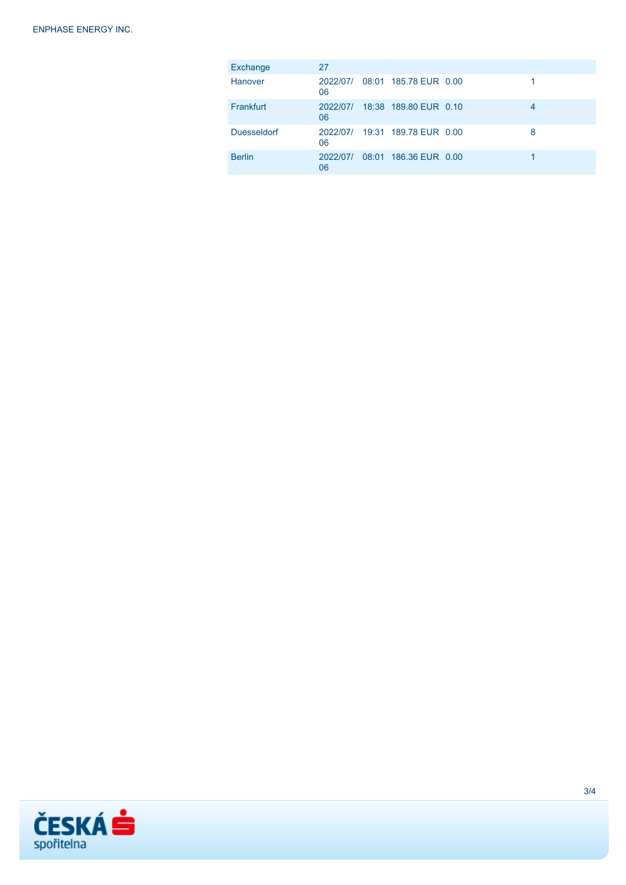| Exchange | 27 | | | | |
|---|---|---|---|---|---|
| Hanover | 2022/07/06 | 08:01 | 185.78 EUR | 0.00 | 1 |
| Frankfurt | 2022/07/06 | 18:38 | 189.80 EUR | 0.10 | 4 |
| Duesseldorf | 2022/07/06 | 19:31 | 189.78 EUR | 0.00 | 8 |
| Berlin | 2022/07/06 | 08:01 | 186.36 EUR | 0.00 | 1 |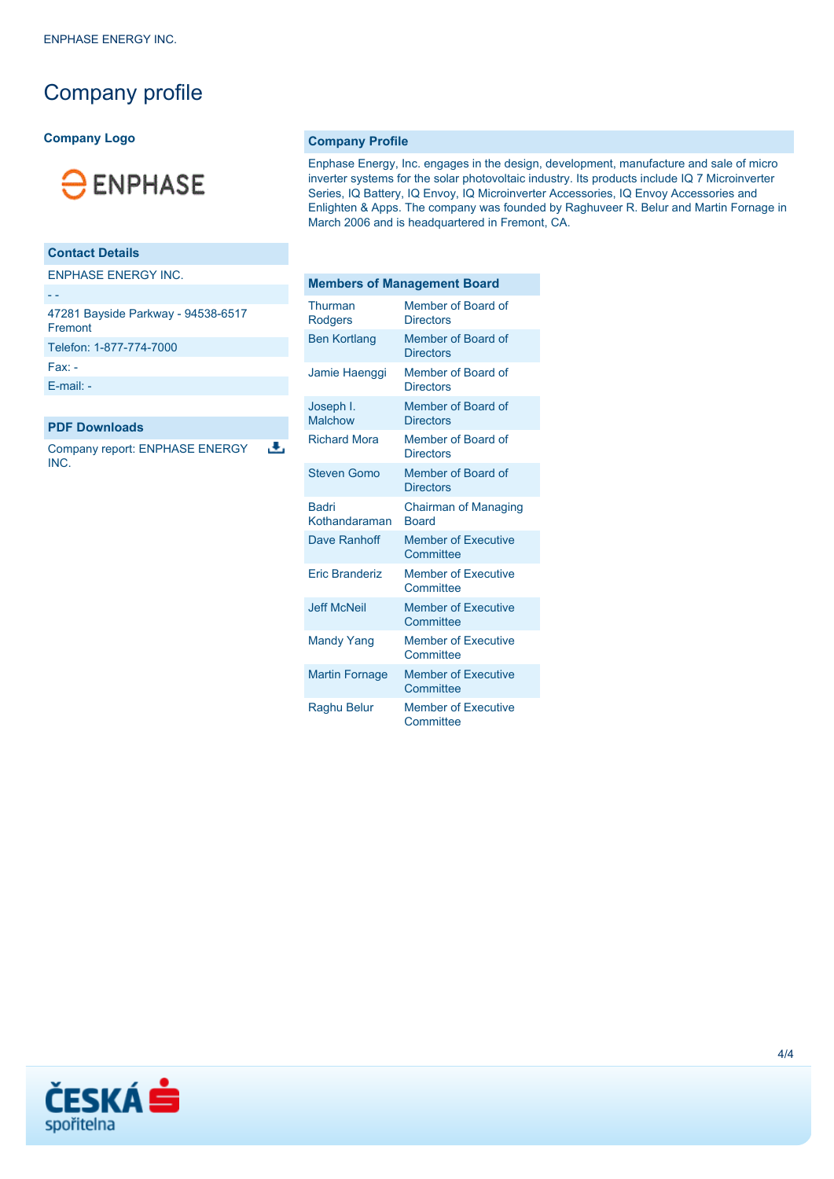# Company profile

**Company Logo**

ENPHASE

## Contact Details

ENPHASE ENERGY INC.

- -

47281 Bayside Parkway - 94538-6517 Fremont

Telefon: 1-877-774-7000

Fax: -

E-mail: -

## PDF Downloads

Company report: ENPHASE ENERGY INC.

## Company Profile

Enphase Energy, Inc. engages in the design, development, manufacture and sale of micro inverter systems for the solar photovoltaic industry. Its products include IQ 7 Microinverter Series, IQ Battery, IQ Envoy, IQ Microinverter Accessories, IQ Envoy Accessories and Enlighten & Apps. The company was founded by Raghuveer R. Belur and Martin Fornage in March 2006 and is headquartered in Fremont, CA.

## Members of Management Board

| | |
|---|---|
| Thurman Rodgers | Member of Board of Directors |
| Ben Kortlang | Member of Board of Directors |
| Jamie Haenggi | Member of Board of Directors |
| Joseph I. Malchow | Member of Board of Directors |
| Richard Mora | Member of Board of Directors |
| Steven Gomo | Member of Board of Directors |
| Badri Kothandaraman | Chairman of Managing Board |
| Dave Ranhoff | Member of Executive Committee |
| Eric Branderiz | Member of Executive Committee |
| Jeff McNeil | Member of Executive Committee |
| Mandy Yang | Member of Executive Committee |
| Martin Fornage | Member of Executive Committee |
| Raghu Belur | Member of Executive Committee |